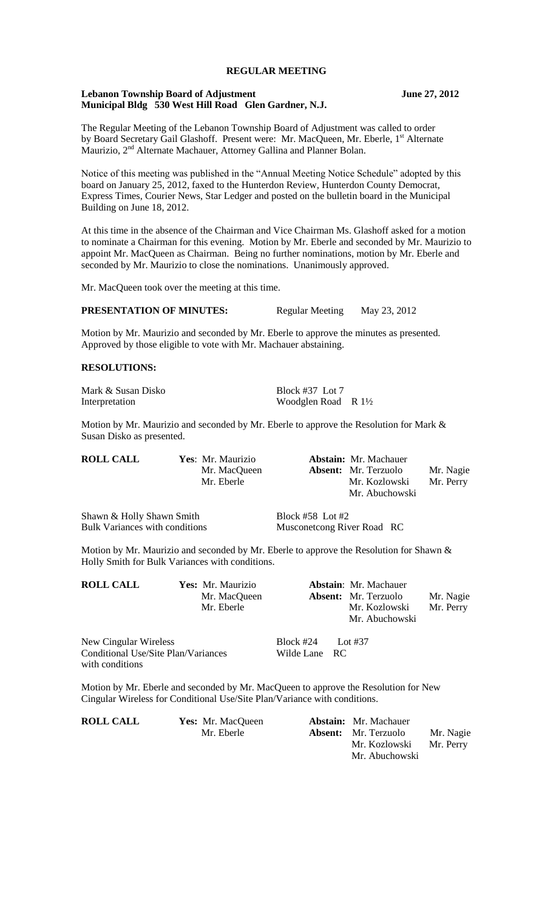# REGULAR MEETING

**Lebanon Township Board of Adjustment** **June 27, 2012**
**Municipal Bldg 530 West Hill Road Glen Gardner, N.J.**

The Regular Meeting of the Lebanon Township Board of Adjustment was called to order by Board Secretary Gail Glashoff. Present were: Mr. MacQueen, Mr. Eberle, 1st Alternate Maurizio, 2nd Alternate Machauer, Attorney Gallina and Planner Bolan.

Notice of this meeting was published in the "Annual Meeting Notice Schedule" adopted by this board on January 25, 2012, faxed to the Hunterdon Review, Hunterdon County Democrat, Express Times, Courier News, Star Ledger and posted on the bulletin board in the Municipal Building on June 18, 2012.

At this time in the absence of the Chairman and Vice Chairman Ms. Glashoff asked for a motion to nominate a Chairman for this evening. Motion by Mr. Eberle and seconded by Mr. Maurizio to appoint Mr. MacQueen as Chairman. Being no further nominations, motion by Mr. Eberle and seconded by Mr. Maurizio to close the nominations. Unanimously approved.

Mr. MacQueen took over the meeting at this time.

**PRESENTATION OF MINUTES:** Regular Meeting May 23, 2012

Motion by Mr. Maurizio and seconded by Mr. Eberle to approve the minutes as presented. Approved by those eligible to vote with Mr. Machauer abstaining.

**RESOLUTIONS:**

Mark & Susan Disko — Block #37 Lot 7
Interpretation — Woodglen Road R 1½

Motion by Mr. Maurizio and seconded by Mr. Eberle to approve the Resolution for Mark & Susan Disko as presented.

| ROLL CALL | Yes: Mr. Maurizio | Abstain: Mr. Machauer | |
|---|---|---|---|
| | Mr. MacQueen | Absent: Mr. Terzuolo | Mr. Nagie |
| | Mr. Eberle | Mr. Kozlowski | Mr. Perry |
| | | Mr. Abuchowski | |

Shawn & Holly Shawn Smith — Block #58 Lot #2
Bulk Variances with conditions — Musconetcong River Road RC

Motion by Mr. Maurizio and seconded by Mr. Eberle to approve the Resolution for Shawn & Holly Smith for Bulk Variances with conditions.

| ROLL CALL | Yes: Mr. Maurizio | Abstain: Mr. Machauer | |
|---|---|---|---|
| | Mr. MacQueen | Absent: Mr. Terzuolo | Mr. Nagie |
| | Mr. Eberle | Mr. Kozlowski | Mr. Perry |
| | | Mr. Abuchowski | |

New Cingular Wireless — Block #24 Lot #37
Conditional Use/Site Plan/Variances with conditions — Wilde Lane RC

Motion by Mr. Eberle and seconded by Mr. MacQueen to approve the Resolution for New Cingular Wireless for Conditional Use/Site Plan/Variance with conditions.

| ROLL CALL | Yes: Mr. MacQueen | Abstain: Mr. Machauer | |
|---|---|---|---|
| | Mr. Eberle | Absent: Mr. Terzuolo | Mr. Nagie |
| | | Mr. Kozlowski | Mr. Perry |
| | | Mr. Abuchowski | |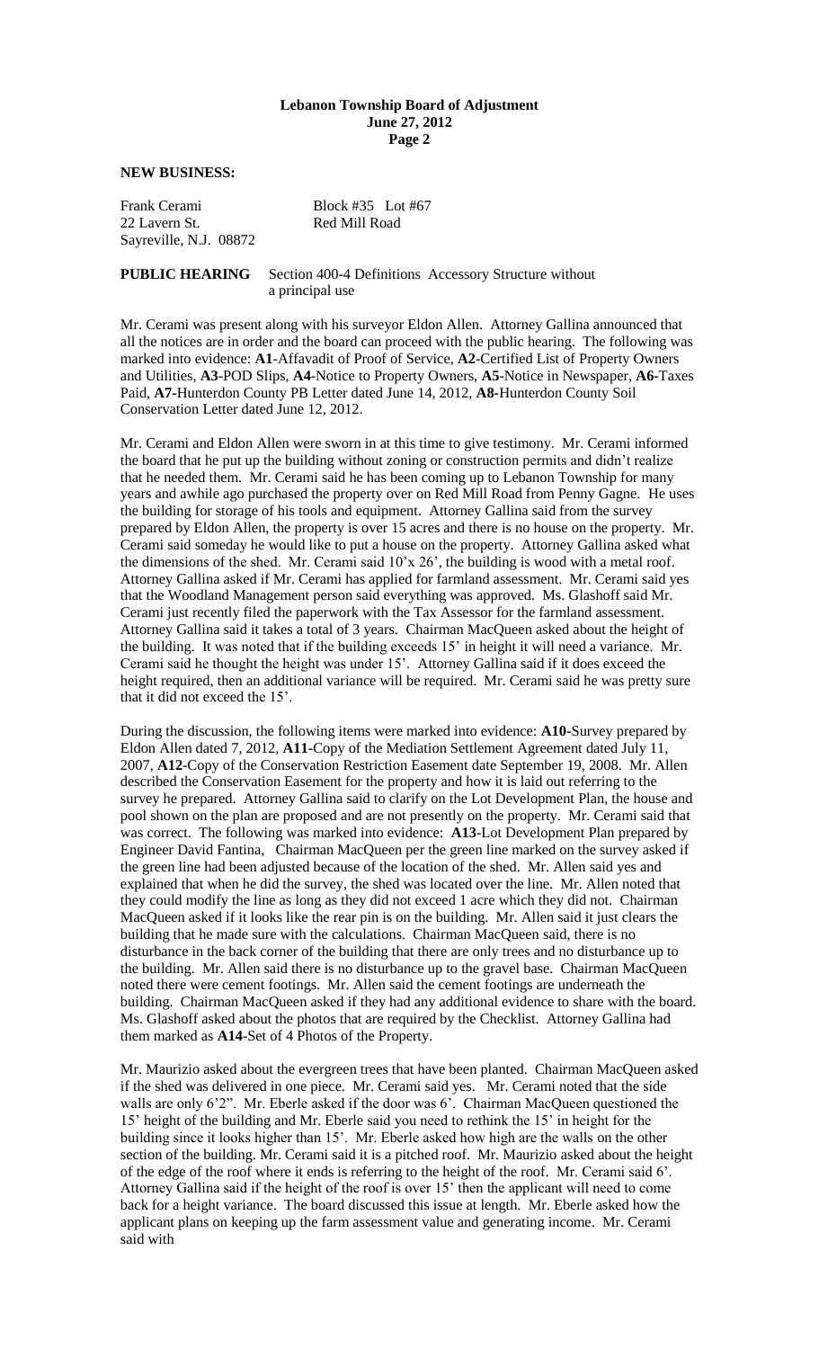**NEW BUSINESS:**

Frank Cerami  
22 Lavern St.  
Sayreville, N.J. 08872

Block #35 Lot #67  
Red Mill Road

**PUBLIC HEARING** Section 400-4 Definitions Accessory Structure without a principal use

Mr. Cerami was present along with his surveyor Eldon Allen. Attorney Gallina announced that all the notices are in order and the board can proceed with the public hearing. The following was marked into evidence: **A1**-Affavadit of Proof of Service, **A2**-Certified List of Property Owners and Utilities, **A3**-POD Slips, **A4**-Notice to Property Owners, **A5**-Notice in Newspaper, **A6**-Taxes Paid, **A7**-Hunterdon County PB Letter dated June 14, 2012, **A8**-Hunterdon County Soil Conservation Letter dated June 12, 2012.

Mr. Cerami and Eldon Allen were sworn in at this time to give testimony. Mr. Cerami informed the board that he put up the building without zoning or construction permits and didn't realize that he needed them. Mr. Cerami said he has been coming up to Lebanon Township for many years and awhile ago purchased the property over on Red Mill Road from Penny Gagne. He uses the building for storage of his tools and equipment. Attorney Gallina said from the survey prepared by Eldon Allen, the property is over 15 acres and there is no house on the property. Mr. Cerami said someday he would like to put a house on the property. Attorney Gallina asked what the dimensions of the shed. Mr. Cerami said 10'x 26', the building is wood with a metal roof. Attorney Gallina asked if Mr. Cerami has applied for farmland assessment. Mr. Cerami said yes that the Woodland Management person said everything was approved. Ms. Glashoff said Mr. Cerami just recently filed the paperwork with the Tax Assessor for the farmland assessment. Attorney Gallina said it takes a total of 3 years. Chairman MacQueen asked about the height of the building. It was noted that if the building exceeds 15' in height it will need a variance. Mr. Cerami said he thought the height was under 15'. Attorney Gallina said if it does exceed the height required, then an additional variance will be required. Mr. Cerami said he was pretty sure that it did not exceed the 15'.

During the discussion, the following items were marked into evidence: **A10**-Survey prepared by Eldon Allen dated 7, 2012, **A11**-Copy of the Mediation Settlement Agreement dated July 11, 2007, **A12**-Copy of the Conservation Restriction Easement date September 19, 2008. Mr. Allen described the Conservation Easement for the property and how it is laid out referring to the survey he prepared. Attorney Gallina said to clarify on the Lot Development Plan, the house and pool shown on the plan are proposed and are not presently on the property. Mr. Cerami said that was correct. The following was marked into evidence: **A13**-Lot Development Plan prepared by Engineer David Fantina, Chairman MacQueen per the green line marked on the survey asked if the green line had been adjusted because of the location of the shed. Mr. Allen said yes and explained that when he did the survey, the shed was located over the line. Mr. Allen noted that they could modify the line as long as they did not exceed 1 acre which they did not. Chairman MacQueen asked if it looks like the rear pin is on the building. Mr. Allen said it just clears the building that he made sure with the calculations. Chairman MacQueen said, there is no disturbance in the back corner of the building that there are only trees and no disturbance up to the building. Mr. Allen said there is no disturbance up to the gravel base. Chairman MacQueen noted there were cement footings. Mr. Allen said the cement footings are underneath the building. Chairman MacQueen asked if they had any additional evidence to share with the board. Ms. Glashoff asked about the photos that are required by the Checklist. Attorney Gallina had them marked as **A14**-Set of 4 Photos of the Property.

Mr. Maurizio asked about the evergreen trees that have been planted. Chairman MacQueen asked if the shed was delivered in one piece. Mr. Cerami said yes. Mr. Cerami noted that the side walls are only 6'2". Mr. Eberle asked if the door was 6'. Chairman MacQueen questioned the 15' height of the building and Mr. Eberle said you need to rethink the 15' in height for the building since it looks higher than 15'. Mr. Eberle asked how high are the walls on the other section of the building. Mr. Cerami said it is a pitched roof. Mr. Maurizio asked about the height of the edge of the roof where it ends is referring to the height of the roof. Mr. Cerami said 6'. Attorney Gallina said if the height of the roof is over 15' then the applicant will need to come back for a height variance. The board discussed this issue at length. Mr. Eberle asked how the applicant plans on keeping up the farm assessment value and generating income. Mr. Cerami said with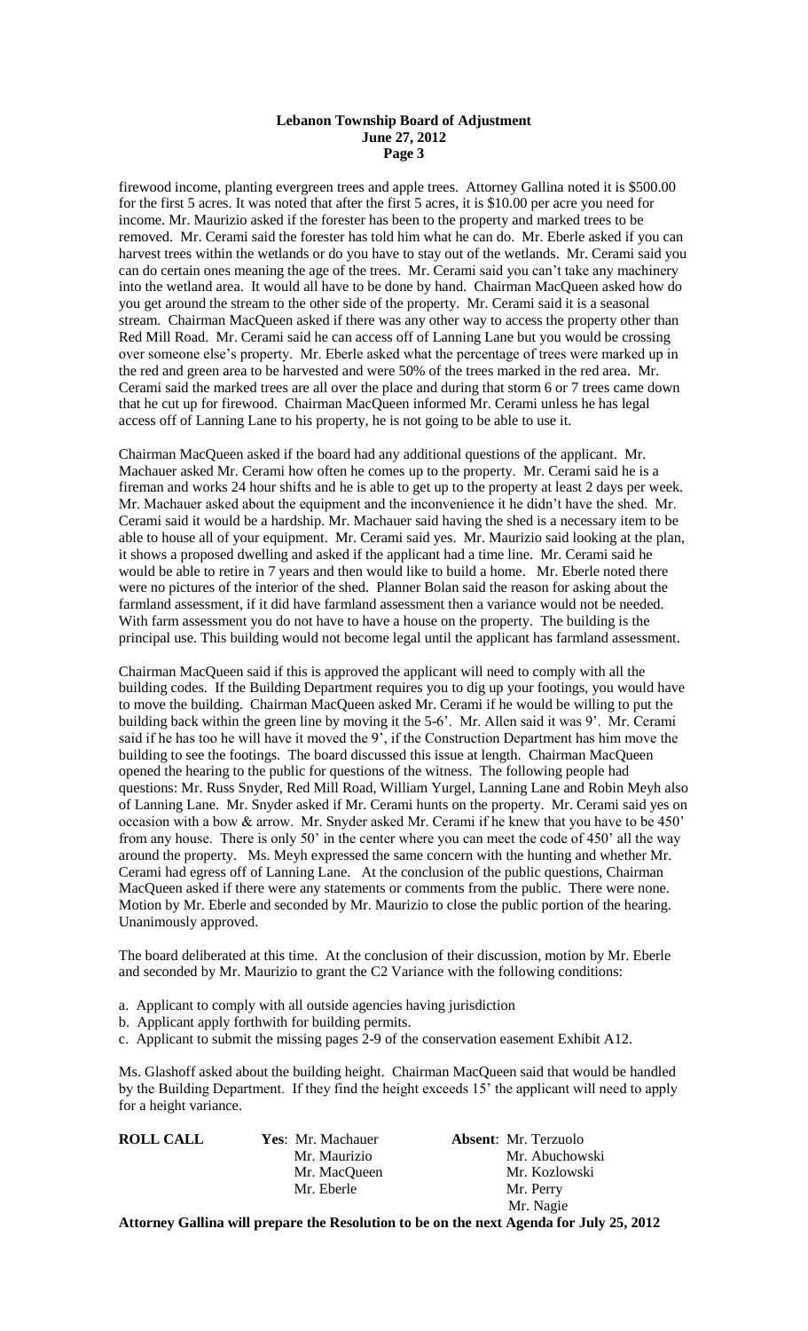firewood income, planting evergreen trees and apple trees. Attorney Gallina noted it is \$500.00 for the first 5 acres. It was noted that after the first 5 acres, it is \$10.00 per acre you need for income. Mr. Maurizio asked if the forester has been to the property and marked trees to be removed. Mr. Cerami said the forester has told him what he can do. Mr. Eberle asked if you can harvest trees within the wetlands or do you have to stay out of the wetlands. Mr. Cerami said you can do certain ones meaning the age of the trees. Mr. Cerami said you can't take any machinery into the wetland area. It would all have to be done by hand. Chairman MacQueen asked how do you get around the stream to the other side of the property. Mr. Cerami said it is a seasonal stream. Chairman MacQueen asked if there was any other way to access the property other than Red Mill Road. Mr. Cerami said he can access off of Lanning Lane but you would be crossing over someone else's property. Mr. Eberle asked what the percentage of trees were marked up in the red and green area to be harvested and were 50% of the trees marked in the red area. Mr. Cerami said the marked trees are all over the place and during that storm 6 or 7 trees came down that he cut up for firewood. Chairman MacQueen informed Mr. Cerami unless he has legal access off of Lanning Lane to his property, he is not going to be able to use it.

Chairman MacQueen asked if the board had any additional questions of the applicant. Mr. Machauer asked Mr. Cerami how often he comes up to the property. Mr. Cerami said he is a fireman and works 24 hour shifts and he is able to get up to the property at least 2 days per week. Mr. Machauer asked about the equipment and the inconvenience it he didn't have the shed. Mr. Cerami said it would be a hardship. Mr. Machauer said having the shed is a necessary item to be able to house all of your equipment. Mr. Cerami said yes. Mr. Maurizio said looking at the plan, it shows a proposed dwelling and asked if the applicant had a time line. Mr. Cerami said he would be able to retire in 7 years and then would like to build a home. Mr. Eberle noted there were no pictures of the interior of the shed. Planner Bolan said the reason for asking about the farmland assessment, if it did have farmland assessment then a variance would not be needed. With farm assessment you do not have to have a house on the property. The building is the principal use. This building would not become legal until the applicant has farmland assessment.

Chairman MacQueen said if this is approved the applicant will need to comply with all the building codes. If the Building Department requires you to dig up your footings, you would have to move the building. Chairman MacQueen asked Mr. Cerami if he would be willing to put the building back within the green line by moving it the 5-6'. Mr. Allen said it was 9'. Mr. Cerami said if he has too he will have it moved the 9', if the Construction Department has him move the building to see the footings. The board discussed this issue at length. Chairman MacQueen opened the hearing to the public for questions of the witness. The following people had questions: Mr. Russ Snyder, Red Mill Road, William Yurgel, Lanning Lane and Robin Meyh also of Lanning Lane. Mr. Snyder asked if Mr. Cerami hunts on the property. Mr. Cerami said yes on occasion with a bow & arrow. Mr. Snyder asked Mr. Cerami if he knew that you have to be 450' from any house. There is only 50' in the center where you can meet the code of 450' all the way around the property. Ms. Meyh expressed the same concern with the hunting and whether Mr. Cerami had egress off of Lanning Lane. At the conclusion of the public questions, Chairman MacQueen asked if there were any statements or comments from the public. There were none. Motion by Mr. Eberle and seconded by Mr. Maurizio to close the public portion of the hearing. Unanimously approved.

The board deliberated at this time. At the conclusion of their discussion, motion by Mr. Eberle and seconded by Mr. Maurizio to grant the C2 Variance with the following conditions:

- a. Applicant to comply with all outside agencies having jurisdiction
- b. Applicant apply forthwith for building permits.
- c. Applicant to submit the missing pages 2-9 of the conservation easement Exhibit A12.

Ms. Glashoff asked about the building height. Chairman MacQueen said that would be handled by the Building Department. If they find the height exceeds 15' the applicant will need to apply for a height variance.

| **ROLL CALL** | **Yes**: Mr. Machauer | **Absent**: Mr. Terzuolo |
|---|---|---|
| | Mr. Maurizio | Mr. Abuchowski |
| | Mr. MacQueen | Mr. Kozlowski |
| | Mr. Eberle | Mr. Perry |
| | | Mr. Nagie |

**Attorney Gallina will prepare the Resolution to be on the next Agenda for July 25, 2012**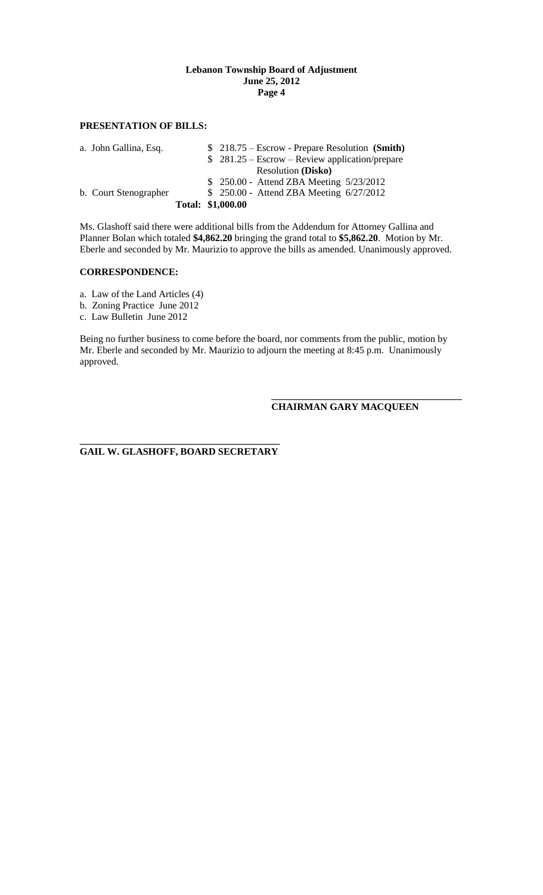**PRESENTATION OF BILLS:**

| | |
|---|---|
| a. John Gallina, Esq. | $ 218.75 – Escrow - Prepare Resolution **(Smith)** |
| | $ 281.25 – Escrow – Review application/prepare Resolution **(Disko)** |
| | $ 250.00 - Attend ZBA Meeting 5/23/2012 |
| b. Court Stenographer | $ 250.00 - Attend ZBA Meeting 6/27/2012 |
| | **Total: $1,000.00** |

Ms. Glashoff said there were additional bills from the Addendum for Attorney Gallina and Planner Bolan which totaled **$4,862.20** bringing the grand total to **$5,862.20**. Motion by Mr. Eberle and seconded by Mr. Maurizio to approve the bills as amended. Unanimously approved.

**CORRESPONDENCE:**

a. Law of the Land Articles (4)
b. Zoning Practice June 2012
c. Law Bulletin June 2012

Being no further business to come before the board, nor comments from the public, motion by Mr. Eberle and seconded by Mr. Maurizio to adjourn the meeting at 8:45 p.m. Unanimously approved.

\_\_\_\_\_\_\_\_\_\_\_\_\_\_\_\_\_\_\_\_\_\_\_\_\_\_\_\_\_\_\_\_\_\_\_\_\_\_
**CHAIRMAN GARY MACQUEEN**

\_\_\_\_\_\_\_\_\_\_\_\_\_\_\_\_\_\_\_\_\_\_\_\_\_\_\_\_\_\_\_\_\_\_\_\_\_\_
**GAIL W. GLASHOFF, BOARD SECRETARY**